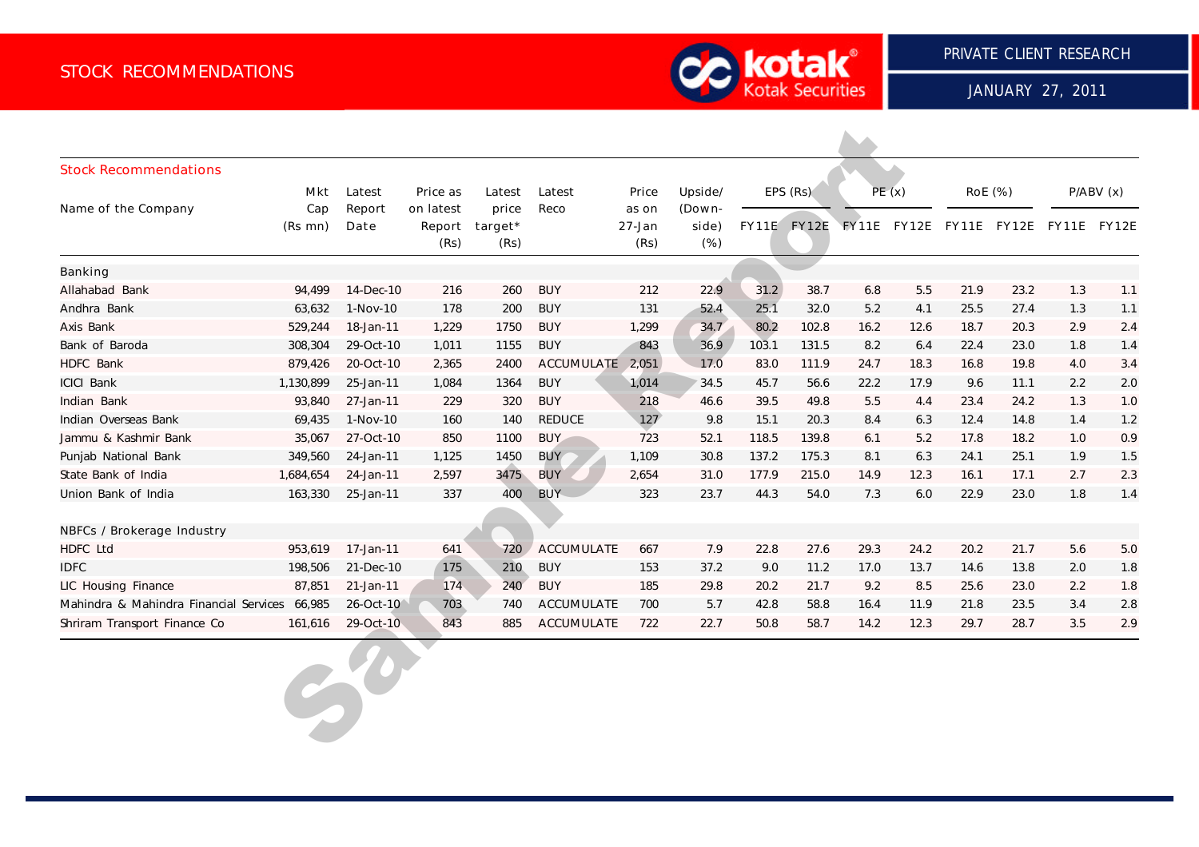## Stock Recommendations

| Name of the Company | Mkt Cap (Rs mn) | Latest Report Date | Price as on latest Report (Rs) | Latest price target* (Rs) | Latest Reco | Price as on 27-Jan (Rs) | Upside/ (Down-side) (%) | EPS (Rs) | | PE (x) | | RoE (%) | | P/ABV (x) | |
|---|---|---|---|---|---|---|---|---|---|---|---|---|---|---|---|
| | | | | | | | | FY11E | FY12E | FY11E | FY12E | FY11E | FY12E | FY11E | FY12E |
| **Banking** | | | | | | | | | | | | | | | |
| Allahabad Bank | 94,499 | 14-Dec-10 | 216 | 260 | BUY | 212 | 22.9 | 31.2 | 38.7 | 6.8 | 5.5 | 21.9 | 23.2 | 1.3 | 1.1 |
| Andhra Bank | 63,632 | 1-Nov-10 | 178 | 200 | BUY | 131 | 52.4 | 25.1 | 32.0 | 5.2 | 4.1 | 25.5 | 27.4 | 1.3 | 1.1 |
| Axis Bank | 529,244 | 18-Jan-11 | 1,229 | 1750 | BUY | 1,299 | 34.7 | 80.2 | 102.8 | 16.2 | 12.6 | 18.7 | 20.3 | 2.9 | 2.4 |
| Bank of Baroda | 308,304 | 29-Oct-10 | 1,011 | 1155 | BUY | 843 | 36.9 | 103.1 | 131.5 | 8.2 | 6.4 | 22.4 | 23.0 | 1.8 | 1.4 |
| HDFC Bank | 879,426 | 20-Oct-10 | 2,365 | 2400 | ACCUMULATE | 2,051 | 17.0 | 83.0 | 111.9 | 24.7 | 18.3 | 16.8 | 19.8 | 4.0 | 3.4 |
| ICICI Bank | 1,130,899 | 25-Jan-11 | 1,084 | 1364 | BUY | 1,014 | 34.5 | 45.7 | 56.6 | 22.2 | 17.9 | 9.6 | 11.1 | 2.2 | 2.0 |
| Indian Bank | 93,840 | 27-Jan-11 | 229 | 320 | BUY | 218 | 46.6 | 39.5 | 49.8 | 5.5 | 4.4 | 23.4 | 24.2 | 1.3 | 1.0 |
| Indian Overseas Bank | 69,435 | 1-Nov-10 | 160 | 140 | REDUCE | 127 | 9.8 | 15.1 | 20.3 | 8.4 | 6.3 | 12.4 | 14.8 | 1.4 | 1.2 |
| Jammu & Kashmir Bank | 35,067 | 27-Oct-10 | 850 | 1100 | BUY | 723 | 52.1 | 118.5 | 139.8 | 6.1 | 5.2 | 17.8 | 18.2 | 1.0 | 0.9 |
| Punjab National Bank | 349,560 | 24-Jan-11 | 1,125 | 1450 | BUY | 1,109 | 30.8 | 137.2 | 175.3 | 8.1 | 6.3 | 24.1 | 25.1 | 1.9 | 1.5 |
| State Bank of India | 1,684,654 | 24-Jan-11 | 2,597 | 3475 | BUY | 2,654 | 31.0 | 177.9 | 215.0 | 14.9 | 12.3 | 16.1 | 17.1 | 2.7 | 2.3 |
| Union Bank of India | 163,330 | 25-Jan-11 | 337 | 400 | BUY | 323 | 23.7 | 44.3 | 54.0 | 7.3 | 6.0 | 22.9 | 23.0 | 1.8 | 1.4 |
| **NBFCs / Brokerage Industry** | | | | | | | | | | | | | | | |
| HDFC Ltd | 953,619 | 17-Jan-11 | 641 | 720 | ACCUMULATE | 667 | 7.9 | 22.8 | 27.6 | 29.3 | 24.2 | 20.2 | 21.7 | 5.6 | 5.0 |
| IDFC | 198,506 | 21-Dec-10 | 175 | 210 | BUY | 153 | 37.2 | 9.0 | 11.2 | 17.0 | 13.7 | 14.6 | 13.8 | 2.0 | 1.8 |
| LIC Housing Finance | 87,851 | 21-Jan-11 | 174 | 240 | BUY | 185 | 29.8 | 20.2 | 21.7 | 9.2 | 8.5 | 25.6 | 23.0 | 2.2 | 1.8 |
| Mahindra & Mahindra Financial Services | 66,985 | 26-Oct-10 | 703 | 740 | ACCUMULATE | 700 | 5.7 | 42.8 | 58.8 | 16.4 | 11.9 | 21.8 | 23.5 | 3.4 | 2.8 |
| Shriram Transport Finance Co | 161,616 | 29-Oct-10 | 843 | 885 | ACCUMULATE | 722 | 22.7 | 50.8 | 58.7 | 14.2 | 12.3 | 29.7 | 28.7 | 3.5 | 2.9 |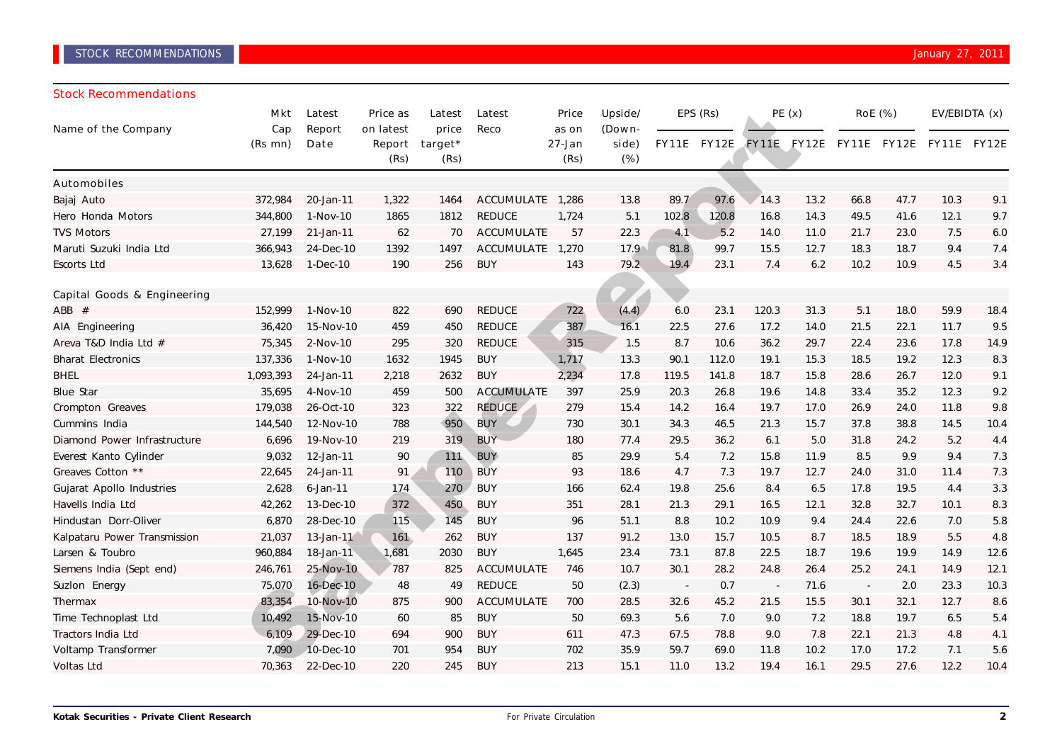## Stock Recommendations

| Name of the Company | Mkt Cap (Rs mn) | Latest Report Date | Price as on latest Report (Rs) | Latest price target* (Rs) | Latest Reco | Price as on 27-Jan (Rs) | Upside/ (Down-side) (%) | EPS (Rs) | | PE (x) | | RoE (%) | | EV/EBIDTA (x) | |
|---|---|---|---|---|---|---|---|---|---|---|---|---|---|---|---|
| | | | | | | | | FY11E | FY12E | FY11E | FY12E | FY11E | FY12E | FY11E | FY12E |
| **Automobiles** | | | | | | | | | | | | | | | |
| Bajaj Auto | 372,984 | 20-Jan-11 | 1,322 | 1464 | ACCUMULATE | 1,286 | 13.8 | 89.7 | 97.6 | 14.3 | 13.2 | 66.8 | 47.7 | 10.3 | 9.1 |
| Hero Honda Motors | 344,800 | 1-Nov-10 | 1865 | 1812 | REDUCE | 1,724 | 5.1 | 102.8 | 120.8 | 16.8 | 14.3 | 49.5 | 41.6 | 12.1 | 9.7 |
| TVS Motors | 27,199 | 21-Jan-11 | 62 | 70 | ACCUMULATE | 57 | 22.3 | 4.1 | 5.2 | 14.0 | 11.0 | 21.7 | 23.0 | 7.5 | 6.0 |
| Maruti Suzuki India Ltd | 366,943 | 24-Dec-10 | 1392 | 1497 | ACCUMULATE | 1,270 | 17.9 | 81.8 | 99.7 | 15.5 | 12.7 | 18.3 | 18.7 | 9.4 | 7.4 |
| Escorts Ltd | 13,628 | 1-Dec-10 | 190 | 256 | BUY | 143 | 79.2 | 19.4 | 23.1 | 7.4 | 6.2 | 10.2 | 10.9 | 4.5 | 3.4 |
| **Capital Goods & Engineering** | | | | | | | | | | | | | | | |
| ABB # | 152,999 | 1-Nov-10 | 822 | 690 | REDUCE | 722 | (4.4) | 6.0 | 23.1 | 120.3 | 31.3 | 5.1 | 18.0 | 59.9 | 18.4 |
| AIA Engineering | 36,420 | 15-Nov-10 | 459 | 450 | REDUCE | 387 | 16.1 | 22.5 | 27.6 | 17.2 | 14.0 | 21.5 | 22.1 | 11.7 | 9.5 |
| Areva T&D India Ltd # | 75,345 | 2-Nov-10 | 295 | 320 | REDUCE | 315 | 1.5 | 8.7 | 10.6 | 36.2 | 29.7 | 22.4 | 23.6 | 17.8 | 14.9 |
| Bharat Electronics | 137,336 | 1-Nov-10 | 1632 | 1945 | BUY | 1,717 | 13.3 | 90.1 | 112.0 | 19.1 | 15.3 | 18.5 | 19.2 | 12.3 | 8.3 |
| BHEL | 1,093,393 | 24-Jan-11 | 2,218 | 2632 | BUY | 2,234 | 17.8 | 119.5 | 141.8 | 18.7 | 15.8 | 28.6 | 26.7 | 12.0 | 9.1 |
| Blue Star | 35,695 | 4-Nov-10 | 459 | 500 | ACCUMULATE | 397 | 25.9 | 20.3 | 26.8 | 19.6 | 14.8 | 33.4 | 35.2 | 12.3 | 9.2 |
| Crompton Greaves | 179,038 | 26-Oct-10 | 323 | 322 | REDUCE | 279 | 15.4 | 14.2 | 16.4 | 19.7 | 17.0 | 26.9 | 24.0 | 11.8 | 9.8 |
| Cummins India | 144,540 | 12-Nov-10 | 788 | 950 | BUY | 730 | 30.1 | 34.3 | 46.5 | 21.3 | 15.7 | 37.8 | 38.8 | 14.5 | 10.4 |
| Diamond Power Infrastructure | 6,696 | 19-Nov-10 | 219 | 319 | BUY | 180 | 77.4 | 29.5 | 36.2 | 6.1 | 5.0 | 31.8 | 24.2 | 5.2 | 4.4 |
| Everest Kanto Cylinder | 9,032 | 12-Jan-11 | 90 | 111 | BUY | 85 | 29.9 | 5.4 | 7.2 | 15.8 | 11.9 | 8.5 | 9.9 | 9.4 | 7.3 |
| Greaves Cotton ** | 22,645 | 24-Jan-11 | 91 | 110 | BUY | 93 | 18.6 | 4.7 | 7.3 | 19.7 | 12.7 | 24.0 | 31.0 | 11.4 | 7.3 |
| Gujarat Apollo Industries | 2,628 | 6-Jan-11 | 174 | 270 | BUY | 166 | 62.4 | 19.8 | 25.6 | 8.4 | 6.5 | 17.8 | 19.5 | 4.4 | 3.3 |
| Havells India Ltd | 42,262 | 13-Dec-10 | 372 | 450 | BUY | 351 | 28.1 | 21.3 | 29.1 | 16.5 | 12.1 | 32.8 | 32.7 | 10.1 | 8.3 |
| Hindustan Dorr-Oliver | 6,870 | 28-Dec-10 | 115 | 145 | BUY | 96 | 51.1 | 8.8 | 10.2 | 10.9 | 9.4 | 24.4 | 22.6 | 7.0 | 5.8 |
| Kalpataru Power Transmission | 21,037 | 13-Jan-11 | 161 | 262 | BUY | 137 | 91.2 | 13.0 | 15.7 | 10.5 | 8.7 | 18.5 | 18.9 | 5.5 | 4.8 |
| Larsen & Toubro | 960,884 | 18-Jan-11 | 1,681 | 2030 | BUY | 1,645 | 23.4 | 73.1 | 87.8 | 22.5 | 18.7 | 19.6 | 19.9 | 14.9 | 12.6 |
| Siemens India (Sept end) | 246,761 | 25-Nov-10 | 787 | 825 | ACCUMULATE | 746 | 10.7 | 30.1 | 28.2 | 24.8 | 26.4 | 25.2 | 24.1 | 14.9 | 12.1 |
| Suzlon Energy | 75,070 | 16-Dec-10 | 48 | 49 | REDUCE | 50 | (2.3) | - | 0.7 | - | 71.6 | - | 2.0 | 23.3 | 10.3 |
| Thermax | 83,354 | 10-Nov-10 | 875 | 900 | ACCUMULATE | 700 | 28.5 | 32.6 | 45.2 | 21.5 | 15.5 | 30.1 | 32.1 | 12.7 | 8.6 |
| Time Technoplast Ltd | 10,492 | 15-Nov-10 | 60 | 85 | BUY | 50 | 69.3 | 5.6 | 7.0 | 9.0 | 7.2 | 18.8 | 19.7 | 6.5 | 5.4 |
| Tractors India Ltd | 6,109 | 29-Dec-10 | 694 | 900 | BUY | 611 | 47.3 | 67.5 | 78.8 | 9.0 | 7.8 | 22.1 | 21.3 | 4.8 | 4.1 |
| Voltamp Transformer | 7,090 | 10-Dec-10 | 701 | 954 | BUY | 702 | 35.9 | 59.7 | 69.0 | 11.8 | 10.2 | 17.0 | 17.2 | 7.1 | 5.6 |
| Voltas Ltd | 70,363 | 22-Dec-10 | 220 | 245 | BUY | 213 | 15.1 | 11.0 | 13.2 | 19.4 | 16.1 | 29.5 | 27.6 | 12.2 | 10.4 |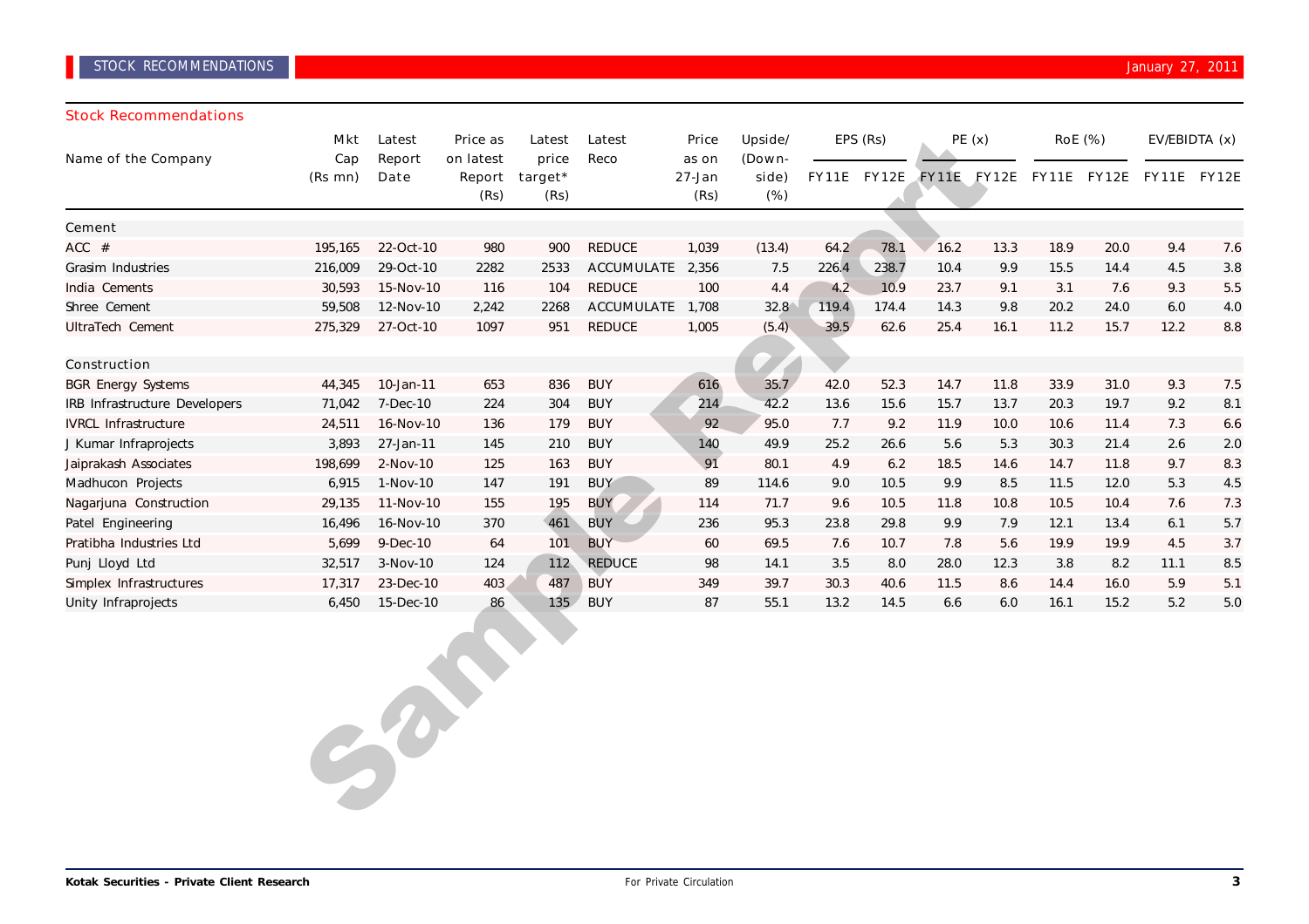## Stock Recommendations

| Name of the Company | Mkt Cap (Rs mn) | Latest Report Date | Price as on latest Report (Rs) | Latest price target* (Rs) | Latest Reco | Price as on 27-Jan (Rs) | Upside/ (Down-side) (%) | EPS (Rs) | | PE (x) | | RoE (%) | | EV/EBIDTA (x) | |
|---|---|---|---|---|---|---|---|---|---|---|---|---|---|---|---|
| | | | | | | | | FY11E | FY12E | FY11E | FY12E | FY11E | FY12E | FY11E | FY12E |
| **Cement** | | | | | | | | | | | | | | | |
| ACC # | 195,165 | 22-Oct-10 | 980 | 900 | REDUCE | 1,039 | (13.4) | 64.2 | 78.1 | 16.2 | 13.3 | 18.9 | 20.0 | 9.4 | 7.6 |
| Grasim Industries | 216,009 | 29-Oct-10 | 2282 | 2533 | ACCUMULATE | 2,356 | 7.5 | 226.4 | 238.7 | 10.4 | 9.9 | 15.5 | 14.4 | 4.5 | 3.8 |
| India Cements | 30,593 | 15-Nov-10 | 116 | 104 | REDUCE | 100 | 4.4 | 4.2 | 10.9 | 23.7 | 9.1 | 3.1 | 7.6 | 9.3 | 5.5 |
| Shree Cement | 59,508 | 12-Nov-10 | 2,242 | 2268 | ACCUMULATE | 1,708 | 32.8 | 119.4 | 174.4 | 14.3 | 9.8 | 20.2 | 24.0 | 6.0 | 4.0 |
| UltraTech Cement | 275,329 | 27-Oct-10 | 1097 | 951 | REDUCE | 1,005 | (5.4) | 39.5 | 62.6 | 25.4 | 16.1 | 11.2 | 15.7 | 12.2 | 8.8 |
| **Construction** | | | | | | | | | | | | | | | |
| BGR Energy Systems | 44,345 | 10-Jan-11 | 653 | 836 | BUY | 616 | 35.7 | 42.0 | 52.3 | 14.7 | 11.8 | 33.9 | 31.0 | 9.3 | 7.5 |
| IRB Infrastructure Developers | 71,042 | 7-Dec-10 | 224 | 304 | BUY | 214 | 42.2 | 13.6 | 15.6 | 15.7 | 13.7 | 20.3 | 19.7 | 9.2 | 8.1 |
| IVRCL Infrastructure | 24,511 | 16-Nov-10 | 136 | 179 | BUY | 92 | 95.0 | 7.7 | 9.2 | 11.9 | 10.0 | 10.6 | 11.4 | 7.3 | 6.6 |
| J Kumar Infraprojects | 3,893 | 27-Jan-11 | 145 | 210 | BUY | 140 | 49.9 | 25.2 | 26.6 | 5.6 | 5.3 | 30.3 | 21.4 | 2.6 | 2.0 |
| Jaiprakash Associates | 198,699 | 2-Nov-10 | 125 | 163 | BUY | 91 | 80.1 | 4.9 | 6.2 | 18.5 | 14.6 | 14.7 | 11.8 | 9.7 | 8.3 |
| Madhucon Projects | 6,915 | 1-Nov-10 | 147 | 191 | BUY | 89 | 114.6 | 9.0 | 10.5 | 9.9 | 8.5 | 11.5 | 12.0 | 5.3 | 4.5 |
| Nagarjuna Construction | 29,135 | 11-Nov-10 | 155 | 195 | BUY | 114 | 71.7 | 9.6 | 10.5 | 11.8 | 10.8 | 10.5 | 10.4 | 7.6 | 7.3 |
| Patel Engineering | 16,496 | 16-Nov-10 | 370 | 461 | BUY | 236 | 95.3 | 23.8 | 29.8 | 9.9 | 7.9 | 12.1 | 13.4 | 6.1 | 5.7 |
| Pratibha Industries Ltd | 5,699 | 9-Dec-10 | 64 | 101 | BUY | 60 | 69.5 | 7.6 | 10.7 | 7.8 | 5.6 | 19.9 | 19.9 | 4.5 | 3.7 |
| Punj Lloyd Ltd | 32,517 | 3-Nov-10 | 124 | 112 | REDUCE | 98 | 14.1 | 3.5 | 8.0 | 28.0 | 12.3 | 3.8 | 8.2 | 11.1 | 8.5 |
| Simplex Infrastructures | 17,317 | 23-Dec-10 | 403 | 487 | BUY | 349 | 39.7 | 30.3 | 40.6 | 11.5 | 8.6 | 14.4 | 16.0 | 5.9 | 5.1 |
| Unity Infraprojects | 6,450 | 15-Dec-10 | 86 | 135 | BUY | 87 | 55.1 | 13.2 | 14.5 | 6.6 | 6.0 | 16.1 | 15.2 | 5.2 | 5.0 |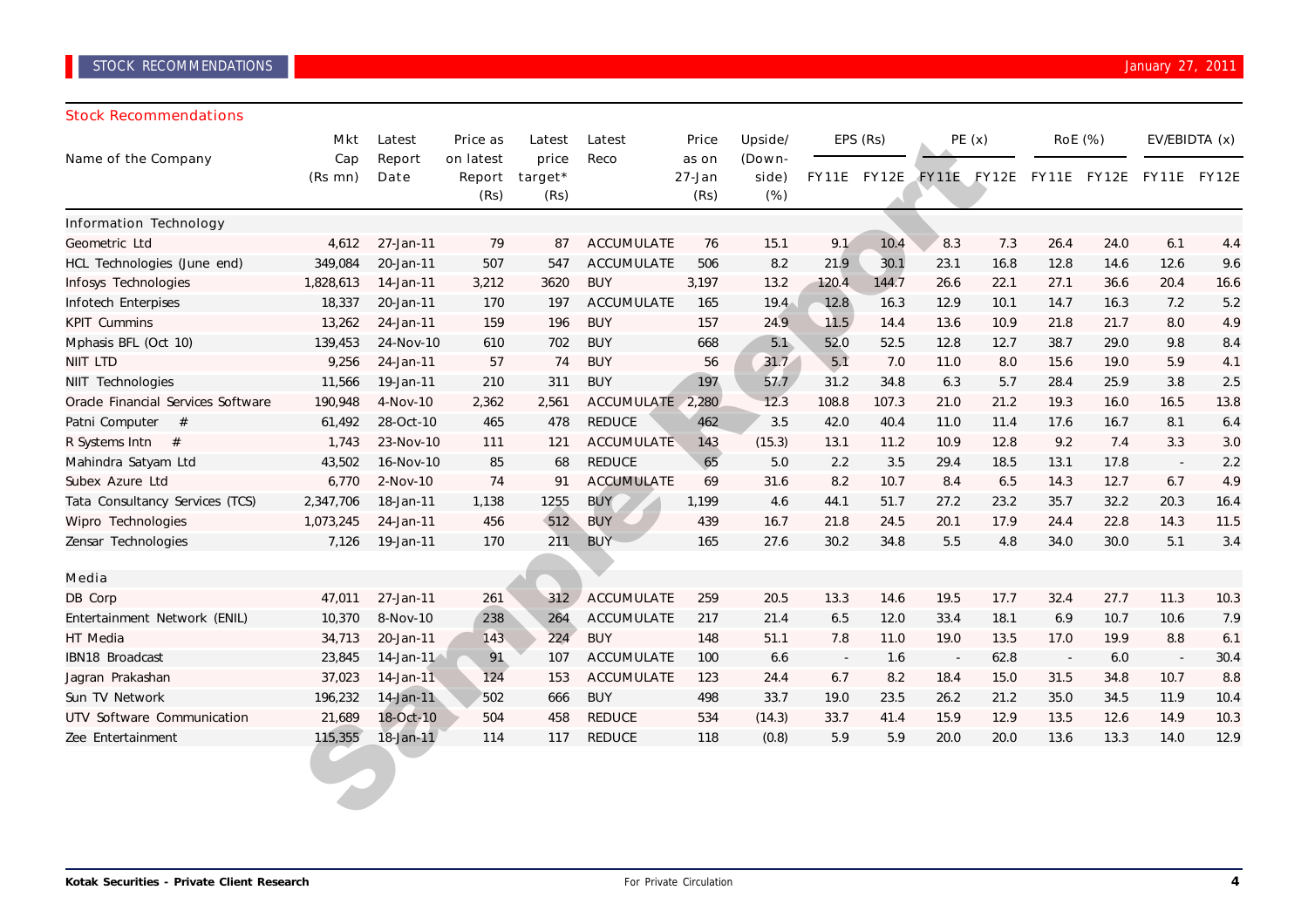## Stock Recommendations

| Name of the Company | Mkt Cap (Rs mn) | Latest Report Date | Price as on latest Report (Rs) | Latest price target* (Rs) | Latest Reco | Price as on 27-Jan (Rs) | Upside/ (Down-side) (%) | EPS (Rs) | | PE (x) | | RoE (%) | | EV/EBIDTA (x) | |
|---|---|---|---|---|---|---|---|---|---|---|---|---|---|---|---|
| | | | | | | | | FY11E | FY12E | FY11E | FY12E | FY11E | FY12E | FY11E | FY12E |
| **Information Technology** | | | | | | | | | | | | | | | |
| Geometric Ltd | 4,612 | 27-Jan-11 | 79 | 87 | ACCUMULATE | 76 | 15.1 | 9.1 | 10.4 | 8.3 | 7.3 | 26.4 | 24.0 | 6.1 | 4.4 |
| HCL Technologies (June end) | 349,084 | 20-Jan-11 | 507 | 547 | ACCUMULATE | 506 | 8.2 | 21.9 | 30.1 | 23.1 | 16.8 | 12.8 | 14.6 | 12.6 | 9.6 |
| Infosys Technologies | 1,828,613 | 14-Jan-11 | 3,212 | 3620 | BUY | 3,197 | 13.2 | 120.4 | 144.7 | 26.6 | 22.1 | 27.1 | 36.6 | 20.4 | 16.6 |
| Infotech Enterpises | 18,337 | 20-Jan-11 | 170 | 197 | ACCUMULATE | 165 | 19.4 | 12.8 | 16.3 | 12.9 | 10.1 | 14.7 | 16.3 | 7.2 | 5.2 |
| KPIT Cummins | 13,262 | 24-Jan-11 | 159 | 196 | BUY | 157 | 24.9 | 11.5 | 14.4 | 13.6 | 10.9 | 21.8 | 21.7 | 8.0 | 4.9 |
| Mphasis BFL (Oct 10) | 139,453 | 24-Nov-10 | 610 | 702 | BUY | 668 | 5.1 | 52.0 | 52.5 | 12.8 | 12.7 | 38.7 | 29.0 | 9.8 | 8.4 |
| NIIT LTD | 9,256 | 24-Jan-11 | 57 | 74 | BUY | 56 | 31.7 | 5.1 | 7.0 | 11.0 | 8.0 | 15.6 | 19.0 | 5.9 | 4.1 |
| NIIT Technologies | 11,566 | 19-Jan-11 | 210 | 311 | BUY | 197 | 57.7 | 31.2 | 34.8 | 6.3 | 5.7 | 28.4 | 25.9 | 3.8 | 2.5 |
| Oracle Financial Services Software | 190,948 | 4-Nov-10 | 2,362 | 2,561 | ACCUMULATE | 2,280 | 12.3 | 108.8 | 107.3 | 21.0 | 21.2 | 19.3 | 16.0 | 16.5 | 13.8 |
| Patni Computer # | 61,492 | 28-Oct-10 | 465 | 478 | REDUCE | 462 | 3.5 | 42.0 | 40.4 | 11.0 | 11.4 | 17.6 | 16.7 | 8.1 | 6.4 |
| R Systems Intn # | 1,743 | 23-Nov-10 | 111 | 121 | ACCUMULATE | 143 | (15.3) | 13.1 | 11.2 | 10.9 | 12.8 | 9.2 | 7.4 | 3.3 | 3.0 |
| Mahindra Satyam Ltd | 43,502 | 16-Nov-10 | 85 | 68 | REDUCE | 65 | 5.0 | 2.2 | 3.5 | 29.4 | 18.5 | 13.1 | 17.8 | - | 2.2 |
| Subex Azure Ltd | 6,770 | 2-Nov-10 | 74 | 91 | ACCUMULATE | 69 | 31.6 | 8.2 | 10.7 | 8.4 | 6.5 | 14.3 | 12.7 | 6.7 | 4.9 |
| Tata Consultancy Services (TCS) | 2,347,706 | 18-Jan-11 | 1,138 | 1255 | BUY | 1,199 | 4.6 | 44.1 | 51.7 | 27.2 | 23.2 | 35.7 | 32.2 | 20.3 | 16.4 |
| Wipro Technologies | 1,073,245 | 24-Jan-11 | 456 | 512 | BUY | 439 | 16.7 | 21.8 | 24.5 | 20.1 | 17.9 | 24.4 | 22.8 | 14.3 | 11.5 |
| Zensar Technologies | 7,126 | 19-Jan-11 | 170 | 211 | BUY | 165 | 27.6 | 30.2 | 34.8 | 5.5 | 4.8 | 34.0 | 30.0 | 5.1 | 3.4 |
| **Media** | | | | | | | | | | | | | | | |
| DB Corp | 47,011 | 27-Jan-11 | 261 | 312 | ACCUMULATE | 259 | 20.5 | 13.3 | 14.6 | 19.5 | 17.7 | 32.4 | 27.7 | 11.3 | 10.3 |
| Entertainment Network (ENIL) | 10,370 | 8-Nov-10 | 238 | 264 | ACCUMULATE | 217 | 21.4 | 6.5 | 12.0 | 33.4 | 18.1 | 6.9 | 10.7 | 10.6 | 7.9 |
| HT Media | 34,713 | 20-Jan-11 | 143 | 224 | BUY | 148 | 51.1 | 7.8 | 11.0 | 19.0 | 13.5 | 17.0 | 19.9 | 8.8 | 6.1 |
| IBN18 Broadcast | 23,845 | 14-Jan-11 | 91 | 107 | ACCUMULATE | 100 | 6.6 | - | 1.6 | - | 62.8 | - | 6.0 | - | 30.4 |
| Jagran Prakashan | 37,023 | 14-Jan-11 | 124 | 153 | ACCUMULATE | 123 | 24.4 | 6.7 | 8.2 | 18.4 | 15.0 | 31.5 | 34.8 | 10.7 | 8.8 |
| Sun TV Network | 196,232 | 14-Jan-11 | 502 | 666 | BUY | 498 | 33.7 | 19.0 | 23.5 | 26.2 | 21.2 | 35.0 | 34.5 | 11.9 | 10.4 |
| UTV Software Communication | 21,689 | 18-Oct-10 | 504 | 458 | REDUCE | 534 | (14.3) | 33.7 | 41.4 | 15.9 | 12.9 | 13.5 | 12.6 | 14.9 | 10.3 |
| Zee Entertainment | 115,355 | 18-Jan-11 | 114 | 117 | REDUCE | 118 | (0.8) | 5.9 | 5.9 | 20.0 | 20.0 | 13.6 | 13.3 | 14.0 | 12.9 |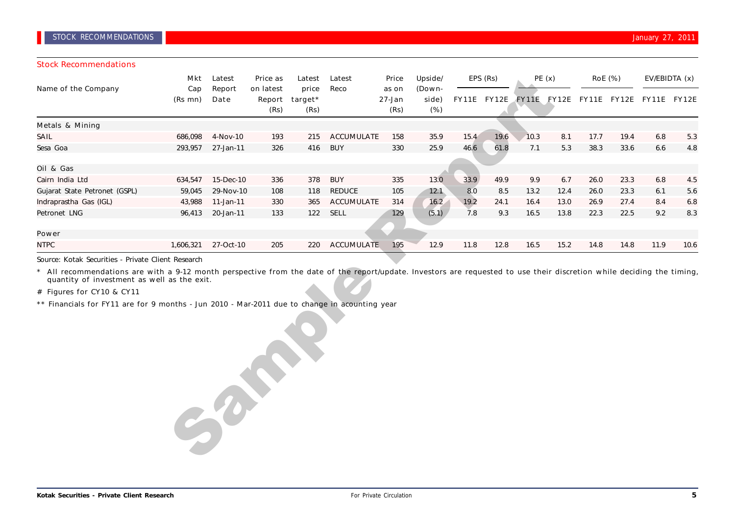## Stock Recommendations

| Name of the Company | Mkt Cap (Rs mn) | Latest Report Date | Price as on latest Report (Rs) | Latest price target* (Rs) | Latest Reco | Price as on 27-Jan (Rs) | Upside/ (Down-side) (%) | EPS (Rs) | | PE (x) | | RoE (%) | | EV/EBIDTA (x) | |
|---|---|---|---|---|---|---|---|---|---|---|---|---|---|---|---|
| | | | | | | | | FY11E | FY12E | FY11E | FY12E | FY11E | FY12E | FY11E | FY12E |
| **Metals & Mining** | | | | | | | | | | | | | | | |
| SAIL | 686,098 | 4-Nov-10 | 193 | 215 | ACCUMULATE | 158 | 35.9 | 15.4 | 19.6 | 10.3 | 8.1 | 17.7 | 19.4 | 6.8 | 5.3 |
| Sesa Goa | 293,957 | 27-Jan-11 | 326 | 416 | BUY | 330 | 25.9 | 46.6 | 61.8 | 7.1 | 5.3 | 38.3 | 33.6 | 6.6 | 4.8 |
| **Oil & Gas** | | | | | | | | | | | | | | | |
| Cairn India Ltd | 634,547 | 15-Dec-10 | 336 | 378 | BUY | 335 | 13.0 | 33.9 | 49.9 | 9.9 | 6.7 | 26.0 | 23.3 | 6.8 | 4.5 |
| Gujarat State Petronet (GSPL) | 59,045 | 29-Nov-10 | 108 | 118 | REDUCE | 105 | 12.1 | 8.0 | 8.5 | 13.2 | 12.4 | 26.0 | 23.3 | 6.1 | 5.6 |
| Indraprastha Gas (IGL) | 43,988 | 11-Jan-11 | 330 | 365 | ACCUMULATE | 314 | 16.2 | 19.2 | 24.1 | 16.4 | 13.0 | 26.9 | 27.4 | 8.4 | 6.8 |
| Petronet LNG | 96,413 | 20-Jan-11 | 133 | 122 | SELL | 129 | (5.1) | 7.8 | 9.3 | 16.5 | 13.8 | 22.3 | 22.5 | 9.2 | 8.3 |
| **Power** | | | | | | | | | | | | | | | |
| NTPC | 1,606,321 | 27-Oct-10 | 205 | 220 | ACCUMULATE | 195 | 12.9 | 11.8 | 12.8 | 16.5 | 15.2 | 14.8 | 14.8 | 11.9 | 10.6 |

Source: Kotak Securities - Private Client Research

* All recommendations are with a 9-12 month perspective from the date of the report/update. Investors are requested to use their discretion while deciding the timing, quantity of investment as well as the exit.

# Figures for CY10 & CY11

** Financials for FY11 are for 9 months - Jun 2010 - Mar-2011 due to change in acounting year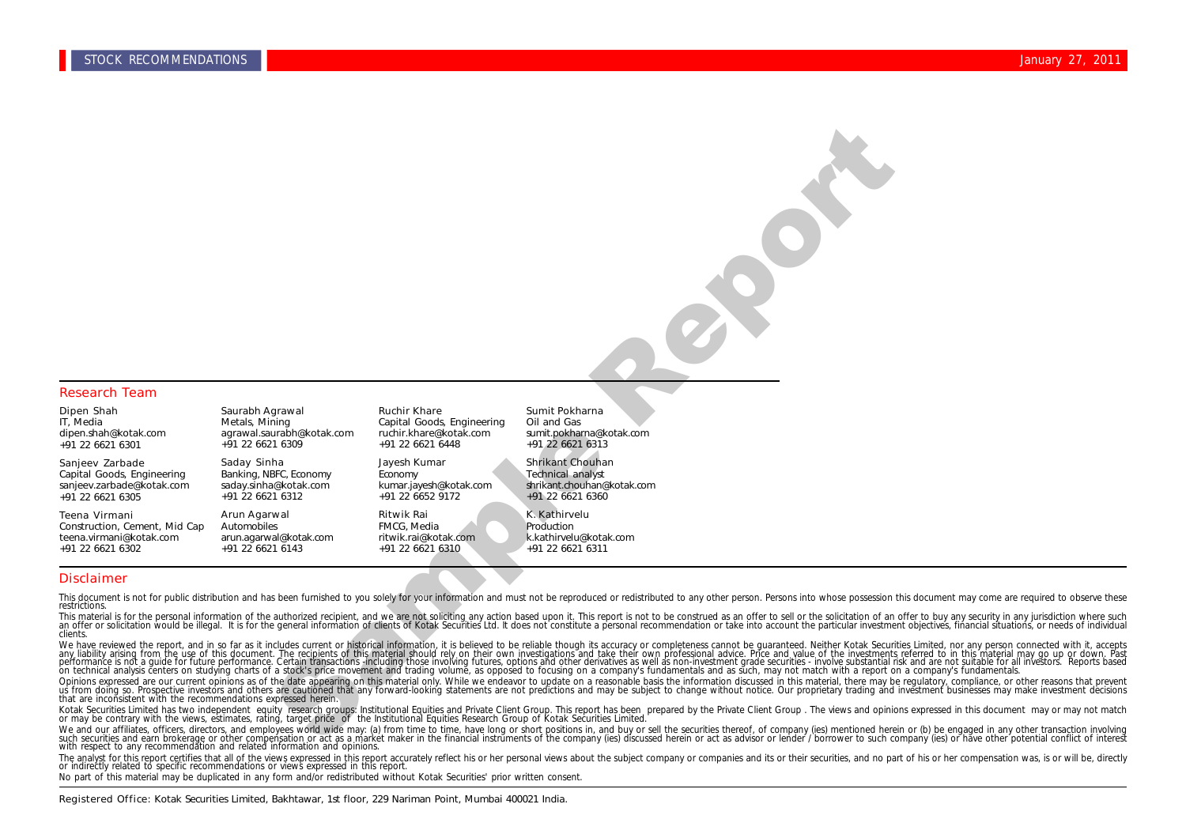## Research Team

| | | | |
|---|---|---|---|
| Dipen Shah<br>IT, Media<br>dipen.shah@kotak.com<br>+91 22 6621 6301 | Saurabh Agrawal<br>Metals, Mining<br>agrawal.saurabh@kotak.com<br>+91 22 6621 6309 | Ruchir Khare<br>Capital Goods, Engineering<br>ruchir.khare@kotak.com<br>+91 22 6621 6448 | Sumit Pokharna<br>Oil and Gas<br>sumit.pokharna@kotak.com<br>+91 22 6621 6313 |
| Sanjeev Zarbade<br>Capital Goods, Engineering<br>sanjeev.zarbade@kotak.com<br>+91 22 6621 6305 | Saday Sinha<br>Banking, NBFC, Economy<br>saday.sinha@kotak.com<br>+91 22 6621 6312 | Jayesh Kumar<br>Economy<br>kumar.jayesh@kotak.com<br>+91 22 6652 9172 | Shrikant Chouhan<br>Technical analyst<br>shrikant.chouhan@kotak.com<br>+91 22 6621 6360 |
| Teena Virmani<br>Construction, Cement, Mid Cap<br>teena.virmani@kotak.com<br>+91 22 6621 6302 | Arun Agarwal<br>Automobiles<br>arun.agarwal@kotak.com<br>+91 22 6621 6143 | Ritwik Rai<br>FMCG, Media<br>ritwik.rai@kotak.com<br>+91 22 6621 6310 | K. Kathirvelu<br>Production<br>k.kathirvelu@kotak.com<br>+91 22 6621 6311 |

## Disclaimer

This document is not for public distribution and has been furnished to you solely for your information and must not be reproduced or redistributed to any other person. Persons into whose possession this document may come are required to observe these restrictions.

This material is for the personal information of the authorized recipient, and we are not soliciting any action based upon it. This report is not to be construed as an offer to sell or the solicitation of an offer to buy any security in any jurisdiction where such an offer or solicitation would be illegal. It is for the general information of clients of Kotak Securities Ltd. It does not constitute a personal recommendation or take into account the particular investment objectives, financial situations, or needs of individual clients.

We have reviewed the report, and in so far as it includes current or historical information, it is believed to be reliable though its accuracy or completeness cannot be guaranteed. Neither Kotak Securities Limited, nor any person connected with it, accepts any liability arising from the use of this document. The recipients of this material should rely on their own investigations and take their own professional advice. Price and value of the investments referred to in this material may go up or down. Past performance is not a guide for future performance. Certain transactions -including those involving futures, options and other derivatives as well as non-investment grade securities - involve substantial risk and are not suitable for all investors. Reports based on technical analysis centers on studying charts of a stock's price movement and trading volume, as opposed to focusing on a company's fundamentals and as such, may not match with a report on a company's fundamentals.

Opinions expressed are our current opinions as of the date appearing on this material only. While we endeavor to update on a reasonable basis the information discussed in this material, there may be regulatory, compliance, or other reasons that prevent us from doing so. Prospective investors and others are cautioned that any forward-looking statements are not predictions and may be subject to change without notice. Our proprietary trading and investment businesses may make investment decisions that are inconsistent with the recommendations expressed herein.

Kotak Securities Limited has two independent equity research groups: Institutional Equities and Private Client Group. This report has been prepared by the Private Client Group . The views and opinions expressed in this document may or may not match or may be contrary with the views, estimates, rating, target price of the Institutional Equities Research Group of Kotak Securities Limited.

We and our affiliates, officers, directors, and employees world wide may: (a) from time to time, have long or short positions in, and buy or sell the securities thereof, of company (ies) mentioned herein or (b) be engaged in any other transaction involving such securities and earn brokerage or other compensation or act as a market maker in the financial instruments of the company (ies) discussed herein or act as advisor or lender / borrower to such company (ies) or have other potential conflict of interest with respect to any recommendation and related information and opinions.

The analyst for this report certifies that all of the views expressed in this report accurately reflect his or her personal views about the subject company or companies and its or their securities, and no part of his or her compensation was, is or will be, directly or indirectly related to specific recommendations or views expressed in this report.

No part of this material may be duplicated in any form and/or redistributed without Kotak Securities' prior written consent.

Registered Office: Kotak Securities Limited, Bakhtawar, 1st floor, 229 Nariman Point, Mumbai 400021 India.